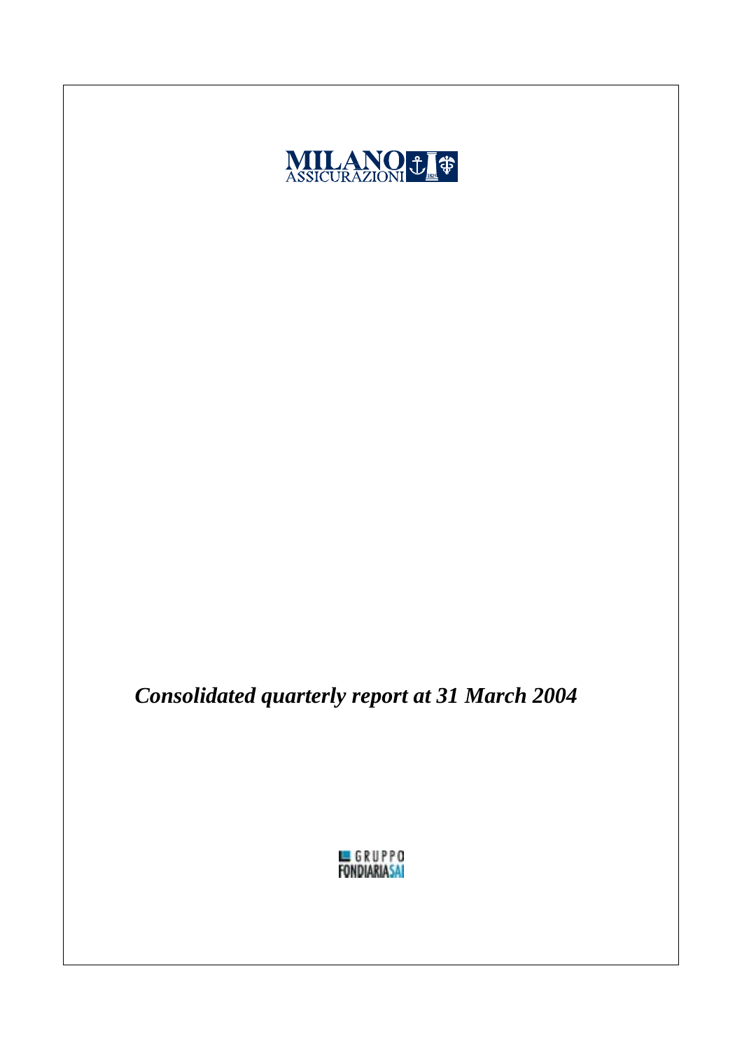MILANO ASSICURAZIONI

*Consolidated quarterly report at 31 March 2004*

GRUPPO FONDIARIASAI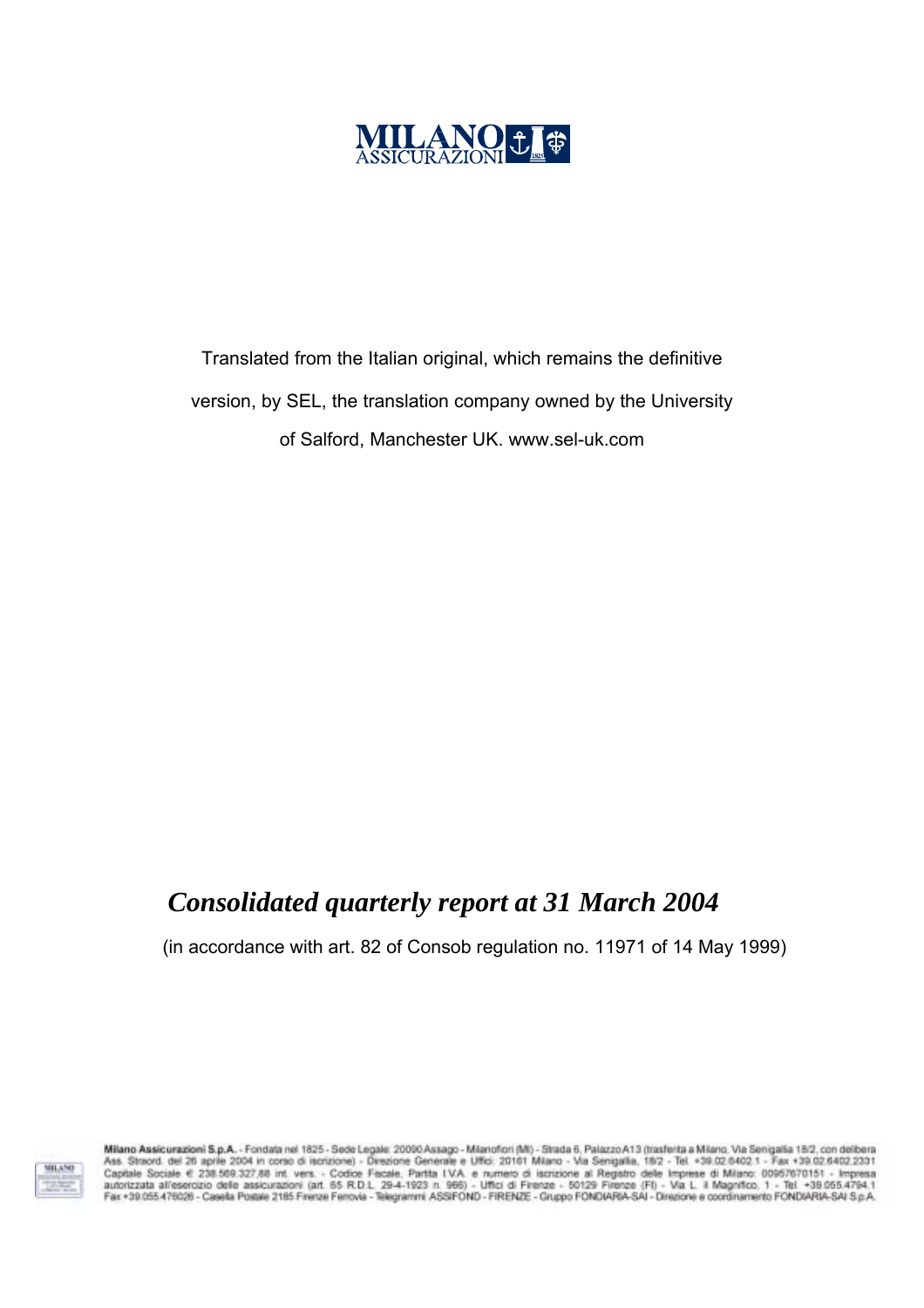**MILANO**
ASSICURAZIONI

Translated from the Italian original, which remains the definitive version, by SEL, the translation company owned by the University of Salford, Manchester UK. www.sel-uk.com

# *Consolidated quarterly report at 31 March 2004*

(in accordance with art. 82 of Consob regulation no. 11971 of 14 May 1999)

**Milano Assicurazioni S.p.A.** - Fondata nel 1825 - Sede Legale: 20090 Assago - Milanofiori (MI) - Strada 6, Palazzo A13 (trasferita a Milano, Via Senigallia 18/2, con delibera Ass. Straord. del 26 aprile 2004 in corso di iscrizione) - Direzione Generale e Uffici: 20161 Milano - Via Senigallia, 18/2 - Tel. +39.02.6402.1 - Fax +39.02.6402.2331 Capitale Sociale € 238.569.327,88 int. vers. - Codice Fiscale, Partita I.V.A. e numero di iscrizione al Registro delle Imprese di Milano: 00957670151 - Impresa autorizzata all'esercizio delle assicurazioni (art. 65 R.D.L. 29-4-1923 n. 966) - Uffici di Firenze - 50129 Firenze (FI) - Via L. il Magnifico, 1 - Tel. +39.055.4794.1 Fax +39.055.476026 - Casella Postale 2185 Firenze Ferrovia - Telegrammi: ASSIFOND - FIRENZE - Gruppo FONDIARIA-SAI - Direzione e coordinamento FONDIARIA-SAI S.p.A.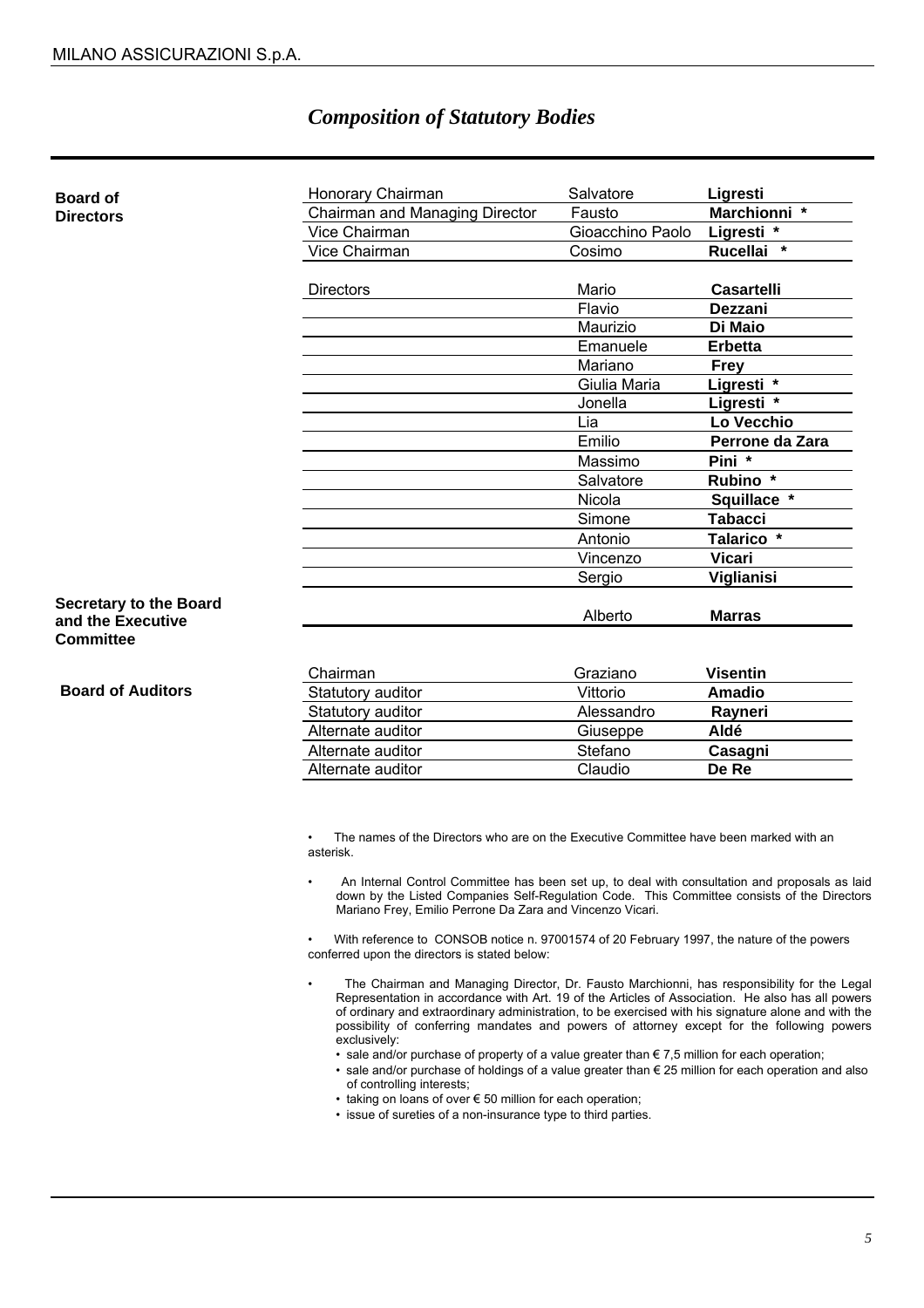# *Composition of Statutory Bodies*

**Board of Directors**

| Role | First name | Surname |
|---|---|---|
| Honorary Chairman | Salvatore | **Ligresti** |
| Chairman and Managing Director | Fausto | **Marchionni** * |
| Vice Chairman | Gioacchino Paolo | **Ligresti** * |
| Vice Chairman | Cosimo | **Rucellai** * |
| Directors | Mario | **Casartelli** |
| | Flavio | **Dezzani** |
| | Maurizio | **Di Maio** |
| | Emanuele | **Erbetta** |
| | Mariano | **Frey** |
| | Giulia Maria | **Ligresti** * |
| | Jonella | **Ligresti** * |
| | Lia | **Lo Vecchio** |
| | Emilio | **Perrone da Zara** |
| | Massimo | **Pini** * |
| | Salvatore | **Rubino** * |
| | Nicola | **Squillace** * |
| | Simone | **Tabacci** |
| | Antonio | **Talarico** * |
| | Vincenzo | **Vicari** |
| | Sergio | **Viglianisi** |

**Secretary to the Board and the Executive Committee**

| Role | First name | Surname |
|---|---|---|
| | Alberto | **Marras** |

**Board of Auditors**

| Role | First name | Surname |
|---|---|---|
| Chairman | Graziano | **Visentin** |
| Statutory auditor | Vittorio | **Amadio** |
| Statutory auditor | Alessandro | **Rayneri** |
| Alternate auditor | Giuseppe | **Aldé** |
| Alternate auditor | Stefano | **Casagni** |
| Alternate auditor | Claudio | **De Re** |

- The names of the Directors who are on the Executive Committee have been marked with an asterisk.
- An Internal Control Committee has been set up, to deal with consultation and proposals as laid down by the Listed Companies Self-Regulation Code. This Committee consists of the Directors Mariano Frey, Emilio Perrone Da Zara and Vincenzo Vicari.
- With reference to CONSOB notice n. 97001574 of 20 February 1997, the nature of the powers conferred upon the directors is stated below:
- The Chairman and Managing Director, Dr. Fausto Marchionni, has responsibility for the Legal Representation in accordance with Art. 19 of the Articles of Association. He also has all powers of ordinary and extraordinary administration, to be exercised with his signature alone and with the possibility of conferring mandates and powers of attorney except for the following powers exclusively:
  - sale and/or purchase of property of a value greater than € 7,5 million for each operation;
  - sale and/or purchase of holdings of a value greater than € 25 million for each operation and also of controlling interests;
  - taking on loans of over € 50 million for each operation;
  - issue of sureties of a non-insurance type to third parties.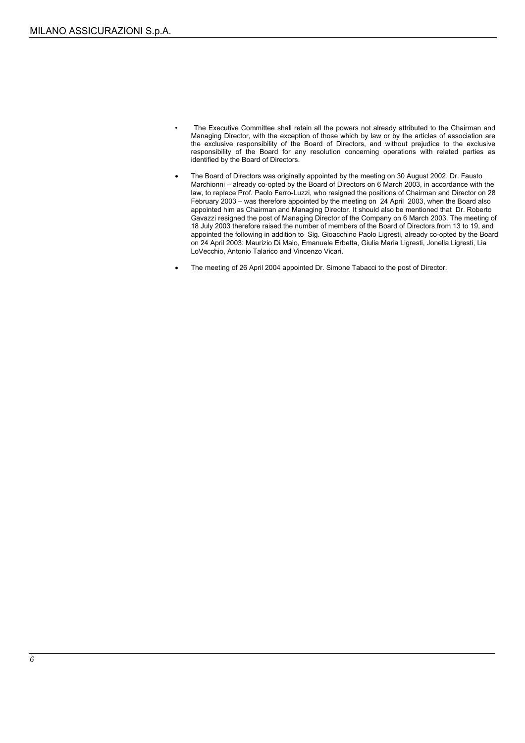- The Executive Committee shall retain all the powers not already attributed to the Chairman and Managing Director, with the exception of those which by law or by the articles of association are the exclusive responsibility of the Board of Directors, and without prejudice to the exclusive responsibility of the Board for any resolution concerning operations with related parties as identified by the Board of Directors.

- The Board of Directors was originally appointed by the meeting on 30 August 2002. Dr. Fausto Marchionni – already co-opted by the Board of Directors on 6 March 2003, in accordance with the law, to replace Prof. Paolo Ferro-Luzzi, who resigned the positions of Chairman and Director on 28 February 2003 – was therefore appointed by the meeting on 24 April 2003, when the Board also appointed him as Chairman and Managing Director. It should also be mentioned that Dr. Roberto Gavazzi resigned the post of Managing Director of the Company on 6 March 2003. The meeting of 18 July 2003 therefore raised the number of members of the Board of Directors from 13 to 19, and appointed the following in addition to Sig. Gioacchino Paolo Ligresti, already co-opted by the Board on 24 April 2003: Maurizio Di Maio, Emanuele Erbetta, Giulia Maria Ligresti, Jonella Ligresti, Lia LoVecchio, Antonio Talarico and Vincenzo Vicari.

- The meeting of 26 April 2004 appointed Dr. Simone Tabacci to the post of Director.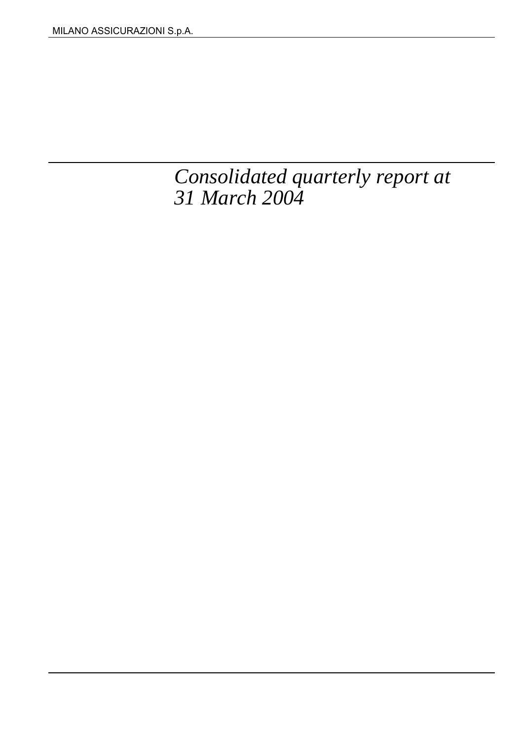# *Consolidated quarterly report at 31 March 2004*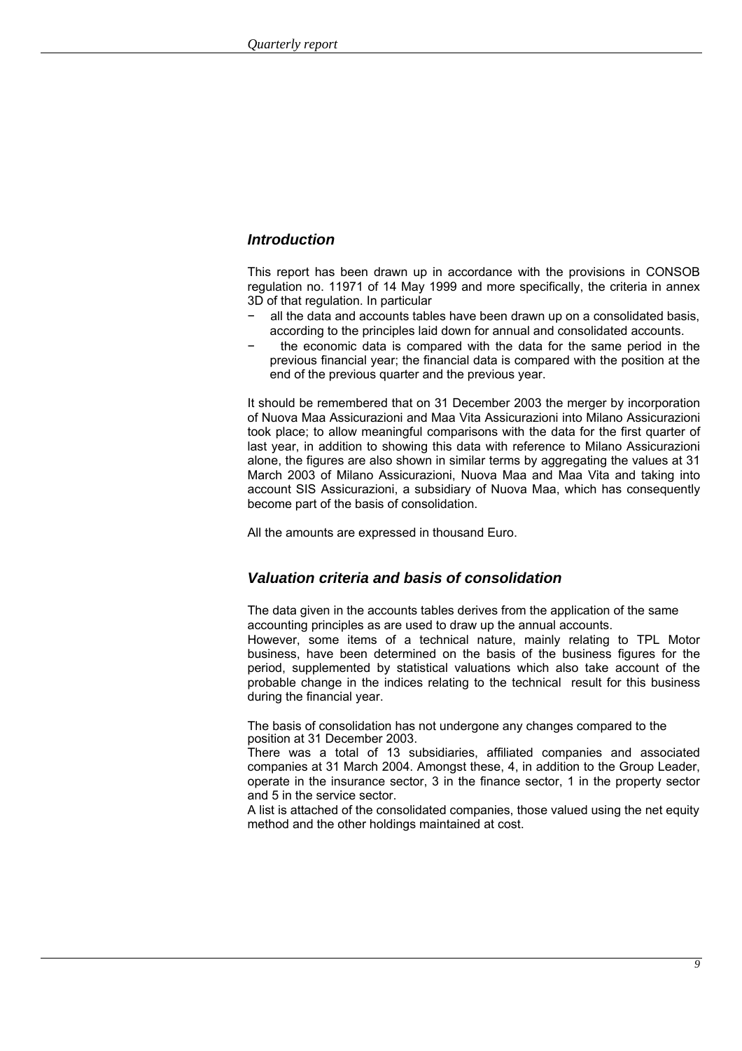## *Introduction*

This report has been drawn up in accordance with the provisions in CONSOB regulation no. 11971 of 14 May 1999 and more specifically, the criteria in annex 3D of that regulation. In particular

- all the data and accounts tables have been drawn up on a consolidated basis, according to the principles laid down for annual and consolidated accounts.
- the economic data is compared with the data for the same period in the previous financial year; the financial data is compared with the position at the end of the previous quarter and the previous year.

It should be remembered that on 31 December 2003 the merger by incorporation of Nuova Maa Assicurazioni and Maa Vita Assicurazioni into Milano Assicurazioni took place; to allow meaningful comparisons with the data for the first quarter of last year, in addition to showing this data with reference to Milano Assicurazioni alone, the figures are also shown in similar terms by aggregating the values at 31 March 2003 of Milano Assicurazioni, Nuova Maa and Maa Vita and taking into account SIS Assicurazioni, a subsidiary of Nuova Maa, which has consequently become part of the basis of consolidation.

All the amounts are expressed in thousand Euro.

## *Valuation criteria and basis of consolidation*

The data given in the accounts tables derives from the application of the same accounting principles as are used to draw up the annual accounts.
However, some items of a technical nature, mainly relating to TPL Motor business, have been determined on the basis of the business figures for the period, supplemented by statistical valuations which also take account of the probable change in the indices relating to the technical result for this business during the financial year.

The basis of consolidation has not undergone any changes compared to the position at 31 December 2003.
There was a total of 13 subsidiaries, affiliated companies and associated companies at 31 March 2004. Amongst these, 4, in addition to the Group Leader, operate in the insurance sector, 3 in the finance sector, 1 in the property sector and 5 in the service sector.
A list is attached of the consolidated companies, those valued using the net equity method and the other holdings maintained at cost.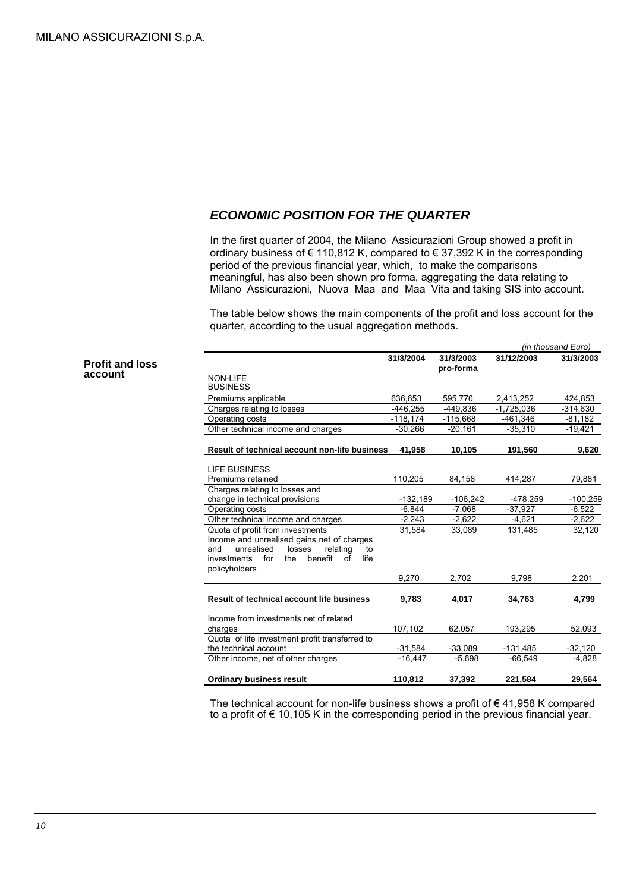## *ECONOMIC POSITION FOR THE QUARTER*

In the first quarter of 2004, the Milano Assicurazioni Group showed a profit in ordinary business of € 110,812 K, compared to € 37,392 K in the corresponding period of the previous financial year, which, to make the comparisons meaningful, has also been shown pro forma, aggregating the data relating to Milano Assicurazioni, Nuova Maa and Maa Vita and taking SIS into account.

The table below shows the main components of the profit and loss account for the quarter, according to the usual aggregation methods.

**Profit and loss account**

*(in thousand Euro)*

| | 31/3/2004 | 31/3/2003 pro-forma | 31/12/2003 | 31/3/2003 |
|---|---|---|---|---|
| NON-LIFE BUSINESS | | | | |
| Premiums applicable | 636,653 | 595,770 | 2,413,252 | 424,853 |
| Charges relating to losses | -446,255 | -449,836 | -1,725,036 | -314,630 |
| Operating costs | -118,174 | -115,668 | -461,346 | -81,182 |
| Other technical income and charges | -30,266 | -20,161 | -35,310 | -19,421 |
| **Result of technical account non-life business** | **41,958** | **10,105** | **191,560** | **9,620** |
| LIFE BUSINESS | | | | |
| Premiums retained | 110,205 | 84,158 | 414,287 | 79,881 |
| Charges relating to losses and change in technical provisions | -132,189 | -106,242 | -478,259 | -100,259 |
| Operating costs | -6,844 | -7,068 | -37,927 | -6,522 |
| Other technical income and charges | -2,243 | -2,622 | -4,621 | -2,622 |
| Quota of profit from investments | 31,584 | 33,089 | 131,485 | 32,120 |
| Income and unrealised gains net of charges and unrealised losses relating to investments for the benefit of life policyholders | 9,270 | 2,702 | 9,798 | 2,201 |
| **Result of technical account life business** | **9,783** | **4,017** | **34,763** | **4,799** |
| Income from investments net of related charges | 107,102 | 62,057 | 193,295 | 52,093 |
| Quota of life investment profit transferred to the technical account | -31,584 | -33,089 | -131,485 | -32,120 |
| Other income, net of other charges | -16,447 | -5,698 | -66,549 | -4,828 |
| **Ordinary business result** | **110,812** | **37,392** | **221,584** | **29,564** |

The technical account for non-life business shows a profit of € 41,958 K compared to a profit of € 10,105 K in the corresponding period in the previous financial year.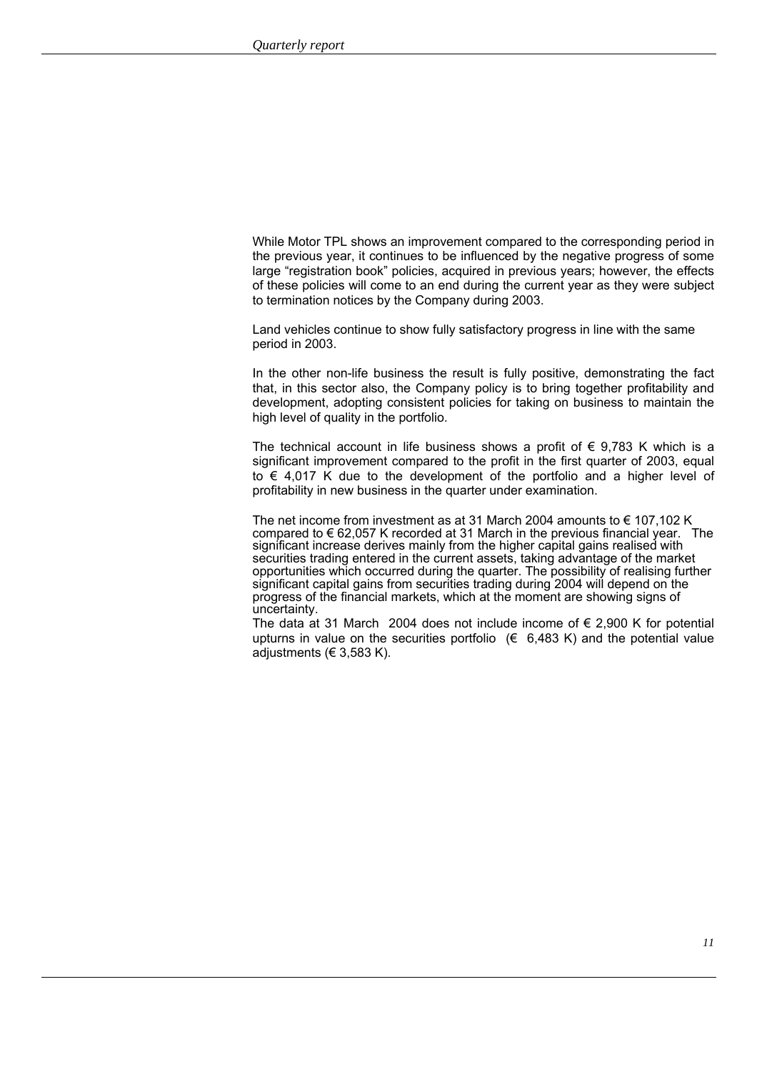While Motor TPL shows an improvement compared to the corresponding period in the previous year, it continues to be influenced by the negative progress of some large "registration book" policies, acquired in previous years; however, the effects of these policies will come to an end during the current year as they were subject to termination notices by the Company during 2003.

Land vehicles continue to show fully satisfactory progress in line with the same period in 2003.

In the other non-life business the result is fully positive, demonstrating the fact that, in this sector also, the Company policy is to bring together profitability and development, adopting consistent policies for taking on business to maintain the high level of quality in the portfolio.

The technical account in life business shows a profit of € 9,783 K which is a significant improvement compared to the profit in the first quarter of 2003, equal to € 4,017 K due to the development of the portfolio and a higher level of profitability in new business in the quarter under examination.

The net income from investment as at 31 March 2004 amounts to € 107,102 K compared to € 62,057 K recorded at 31 March in the previous financial year. The significant increase derives mainly from the higher capital gains realised with securities trading entered in the current assets, taking advantage of the market opportunities which occurred during the quarter. The possibility of realising further significant capital gains from securities trading during 2004 will depend on the progress of the financial markets, which at the moment are showing signs of uncertainty.
The data at 31 March 2004 does not include income of € 2,900 K for potential upturns in value on the securities portfolio (€ 6,483 K) and the potential value adjustments (€ 3,583 K).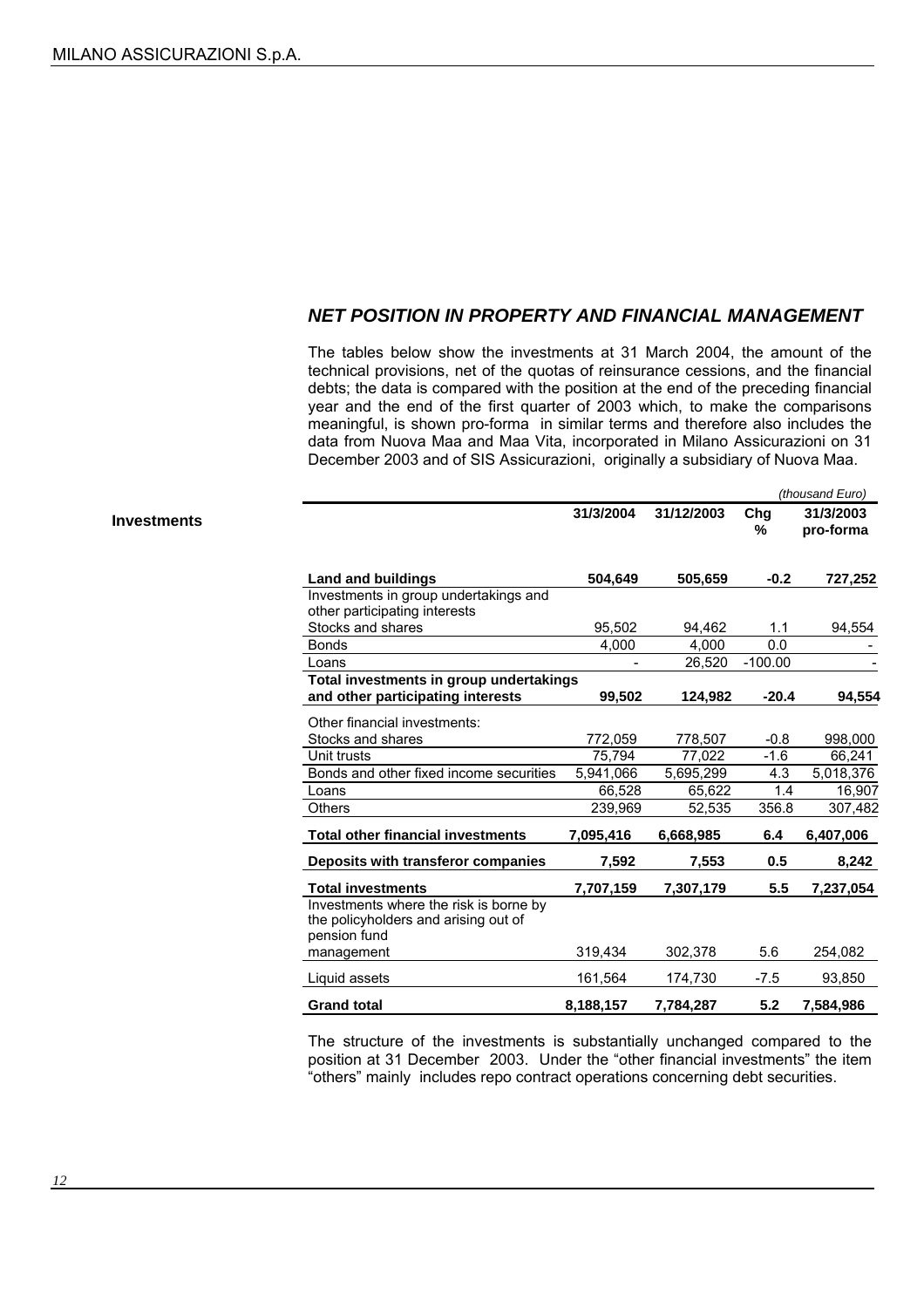## *NET POSITION IN PROPERTY AND FINANCIAL MANAGEMENT*

The tables below show the investments at 31 March 2004, the amount of the technical provisions, net of the quotas of reinsurance cessions, and the financial debts; the data is compared with the position at the end of the preceding financial year and the end of the first quarter of 2003 which, to make the comparisons meaningful, is shown pro-forma in similar terms and therefore also includes the data from Nuova Maa and Maa Vita, incorporated in Milano Assicurazioni on 31 December 2003 and of SIS Assicurazioni, originally a subsidiary of Nuova Maa.

**Investments**

*(thousand Euro)*

| | 31/3/2004 | 31/12/2003 | Chg % | 31/3/2003 pro-forma |
|---|---|---|---|---|
| **Land and buildings** | **504,649** | **505,659** | **-0.2** | **727,252** |
| Investments in group undertakings and other participating interests | | | | |
| Stocks and shares | 95,502 | 94,462 | 1.1 | 94,554 |
| Bonds | 4,000 | 4,000 | 0.0 | - |
| Loans | - | 26,520 | -100.00 | - |
| **Total investments in group undertakings and other participating interests** | **99,502** | **124,982** | **-20.4** | **94,554** |
| Other financial investments: | | | | |
| Stocks and shares | 772,059 | 778,507 | -0.8 | 998,000 |
| Unit trusts | 75,794 | 77,022 | -1.6 | 66,241 |
| Bonds and other fixed income securities | 5,941,066 | 5,695,299 | 4.3 | 5,018,376 |
| Loans | 66,528 | 65,622 | 1.4 | 16,907 |
| Others | 239,969 | 52,535 | 356.8 | 307,482 |
| **Total other financial investments** | **7,095,416** | **6,668,985** | **6.4** | **6,407,006** |
| **Deposits with transferor companies** | **7,592** | **7,553** | **0.5** | **8,242** |
| **Total investments** | **7,707,159** | **7,307,179** | **5.5** | **7,237,054** |
| Investments where the risk is borne by the policyholders and arising out of pension fund management | 319,434 | 302,378 | 5.6 | 254,082 |
| Liquid assets | 161,564 | 174,730 | -7.5 | 93,850 |
| **Grand total** | **8,188,157** | **7,784,287** | **5.2** | **7,584,986** |

The structure of the investments is substantially unchanged compared to the position at 31 December 2003. Under the "other financial investments" the item "others" mainly includes repo contract operations concerning debt securities.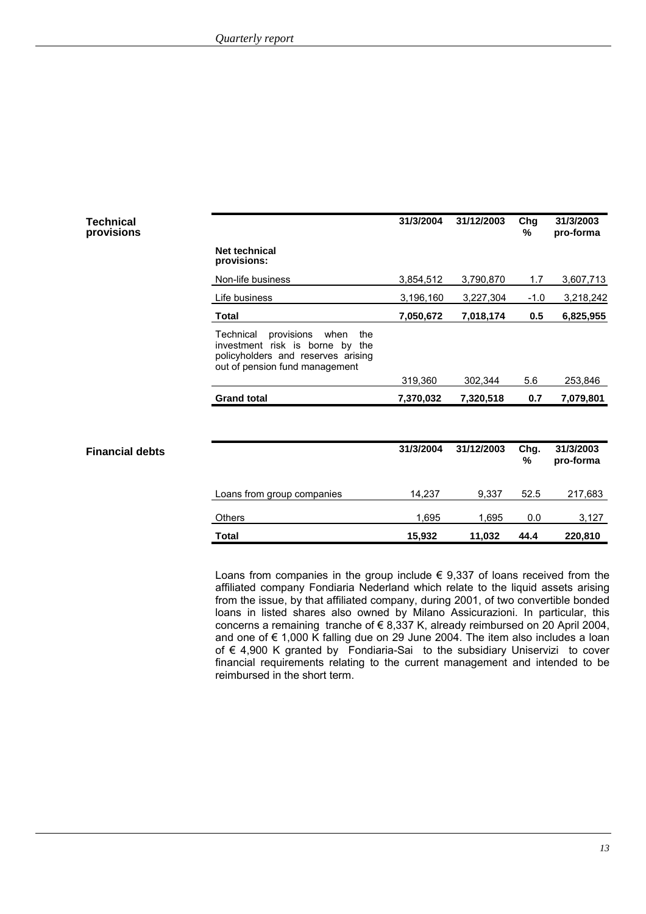## Technical provisions

| | 31/3/2004 | 31/12/2003 | Chg % | 31/3/2003 pro-forma |
|---|---|---|---|---|
| **Net technical provisions:** | | | | |
| Non-life business | 3,854,512 | 3,790,870 | 1.7 | 3,607,713 |
| Life business | 3,196,160 | 3,227,304 | -1.0 | 3,218,242 |
| **Total** | **7,050,672** | **7,018,174** | **0.5** | **6,825,955** |
| Technical provisions when the investment risk is borne by the policyholders and reserves arising out of pension fund management | 319,360 | 302,344 | 5.6 | 253,846 |
| **Grand total** | **7,370,032** | **7,320,518** | **0.7** | **7,079,801** |

## Financial debts

| | 31/3/2004 | 31/12/2003 | Chg. % | 31/3/2003 pro-forma |
|---|---|---|---|---|
| Loans from group companies | 14,237 | 9,337 | 52.5 | 217,683 |
| Others | 1,695 | 1,695 | 0.0 | 3,127 |
| **Total** | **15,932** | **11,032** | **44.4** | **220,810** |

Loans from companies in the group include € 9,337 of loans received from the affiliated company Fondiaria Nederland which relate to the liquid assets arising from the issue, by that affiliated company, during 2001, of two convertible bonded loans in listed shares also owned by Milano Assicurazioni. In particular, this concerns a remaining tranche of € 8,337 K, already reimbursed on 20 April 2004, and one of € 1,000 K falling due on 29 June 2004. The item also includes a loan of € 4,900 K granted by Fondiaria-Sai to the subsidiary Uniservizi to cover financial requirements relating to the current management and intended to be reimbursed in the short term.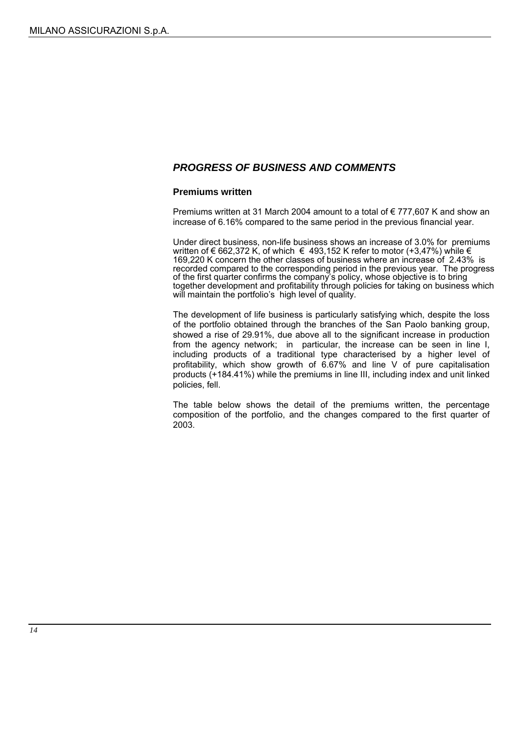## *PROGRESS OF BUSINESS AND COMMENTS*

### Premiums written

Premiums written at 31 March 2004 amount to a total of € 777,607 K and show an increase of 6.16% compared to the same period in the previous financial year.

Under direct business, non-life business shows an increase of 3.0% for premiums written of € 662,372 K, of which € 493,152 K refer to motor (+3,47%) while € 169,220 K concern the other classes of business where an increase of 2.43% is recorded compared to the corresponding period in the previous year. The progress of the first quarter confirms the company's policy, whose objective is to bring together development and profitability through policies for taking on business which will maintain the portfolio's high level of quality.

The development of life business is particularly satisfying which, despite the loss of the portfolio obtained through the branches of the San Paolo banking group, showed a rise of 29.91%, due above all to the significant increase in production from the agency network; in particular, the increase can be seen in line I, including products of a traditional type characterised by a higher level of profitability, which show growth of 6.67% and line V of pure capitalisation products (+184.41%) while the premiums in line III, including index and unit linked policies, fell.

The table below shows the detail of the premiums written, the percentage composition of the portfolio, and the changes compared to the first quarter of 2003.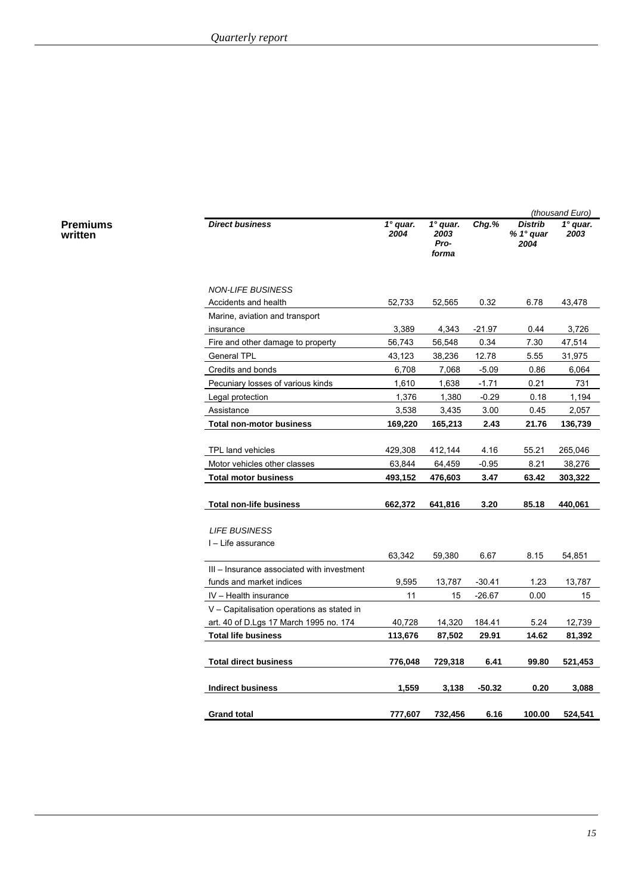**Premiums written**

(thousand Euro)

| *Direct business* | *1° quar. 2004* | *1° quar. 2003 Pro-forma* | *Chg.%* | *Distrib % 1° quar 2004* | *1° quar. 2003* |
|---|---|---|---|---|---|
| *NON-LIFE BUSINESS* | | | | | |
| Accidents and health | 52,733 | 52,565 | 0.32 | 6.78 | 43,478 |
| Marine, aviation and transport insurance | 3,389 | 4,343 | -21.97 | 0.44 | 3,726 |
| Fire and other damage to property | 56,743 | 56,548 | 0.34 | 7.30 | 47,514 |
| General TPL | 43,123 | 38,236 | 12.78 | 5.55 | 31,975 |
| Credits and bonds | 6,708 | 7,068 | -5.09 | 0.86 | 6,064 |
| Pecuniary losses of various kinds | 1,610 | 1,638 | -1.71 | 0.21 | 731 |
| Legal protection | 1,376 | 1,380 | -0.29 | 0.18 | 1,194 |
| Assistance | 3,538 | 3,435 | 3.00 | 0.45 | 2,057 |
| **Total non-motor business** | **169,220** | **165,213** | **2.43** | **21.76** | **136,739** |
| TPL land vehicles | 429,308 | 412,144 | 4.16 | 55.21 | 265,046 |
| Motor vehicles other classes | 63,844 | 64,459 | -0.95 | 8.21 | 38,276 |
| **Total motor business** | **493,152** | **476,603** | **3.47** | **63.42** | **303,322** |
| **Total non-life business** | **662,372** | **641,816** | **3.20** | **85.18** | **440,061** |
| *LIFE BUSINESS* | | | | | |
| I – Life assurance | 63,342 | 59,380 | 6.67 | 8.15 | 54,851 |
| III – Insurance associated with investment funds and market indices | 9,595 | 13,787 | -30.41 | 1.23 | 13,787 |
| IV – Health insurance | 11 | 15 | -26.67 | 0.00 | 15 |
| V – Capitalisation operations as stated in art. 40 of D.Lgs 17 March 1995 no. 174 | 40,728 | 14,320 | 184.41 | 5.24 | 12,739 |
| **Total life business** | **113,676** | **87,502** | **29.91** | **14.62** | **81,392** |
| **Total direct business** | **776,048** | **729,318** | **6.41** | **99.80** | **521,453** |
| **Indirect business** | **1,559** | **3,138** | **-50.32** | **0.20** | **3,088** |
| **Grand total** | **777,607** | **732,456** | **6.16** | **100.00** | **524,541** |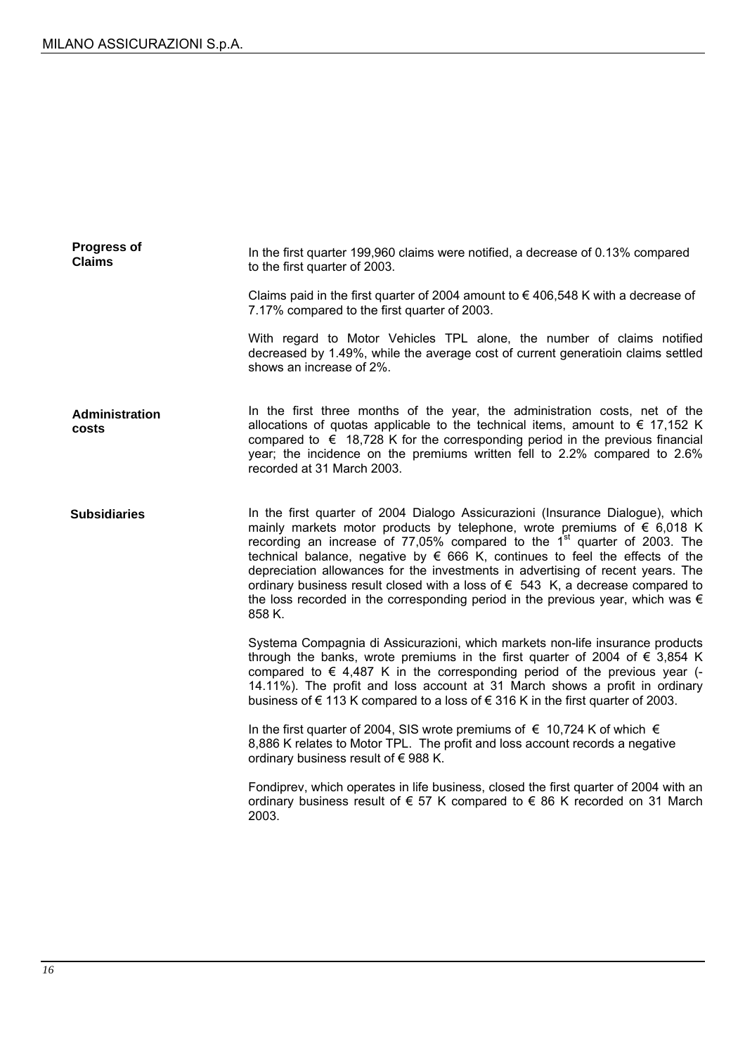## Progress of Claims

In the first quarter 199,960 claims were notified, a decrease of 0.13% compared to the first quarter of 2003.

Claims paid in the first quarter of 2004 amount to € 406,548 K with a decrease of 7.17% compared to the first quarter of 2003.

With regard to Motor Vehicles TPL alone, the number of claims notified decreased by 1.49%, while the average cost of current generatioin claims settled shows an increase of 2%.

## Administration costs

In the first three months of the year, the administration costs, net of the allocations of quotas applicable to the technical items, amount to € 17,152 K compared to € 18,728 K for the corresponding period in the previous financial year; the incidence on the premiums written fell to 2.2% compared to 2.6% recorded at 31 March 2003.

## Subsidiaries

In the first quarter of 2004 Dialogo Assicurazioni (Insurance Dialogue), which mainly markets motor products by telephone, wrote premiums of € 6,018 K recording an increase of 77,05% compared to the 1st quarter of 2003. The technical balance, negative by € 666 K, continues to feel the effects of the depreciation allowances for the investments in advertising of recent years. The ordinary business result closed with a loss of € 543 K, a decrease compared to the loss recorded in the corresponding period in the previous year, which was € 858 K.

Systema Compagnia di Assicurazioni, which markets non-life insurance products through the banks, wrote premiums in the first quarter of 2004 of € 3,854 K compared to € 4,487 K in the corresponding period of the previous year (-14.11%). The profit and loss account at 31 March shows a profit in ordinary business of € 113 K compared to a loss of € 316 K in the first quarter of 2003.

In the first quarter of 2004, SIS wrote premiums of € 10,724 K of which € 8,886 K relates to Motor TPL. The profit and loss account records a negative ordinary business result of € 988 K.

Fondiprev, which operates in life business, closed the first quarter of 2004 with an ordinary business result of € 57 K compared to € 86 K recorded on 31 March 2003.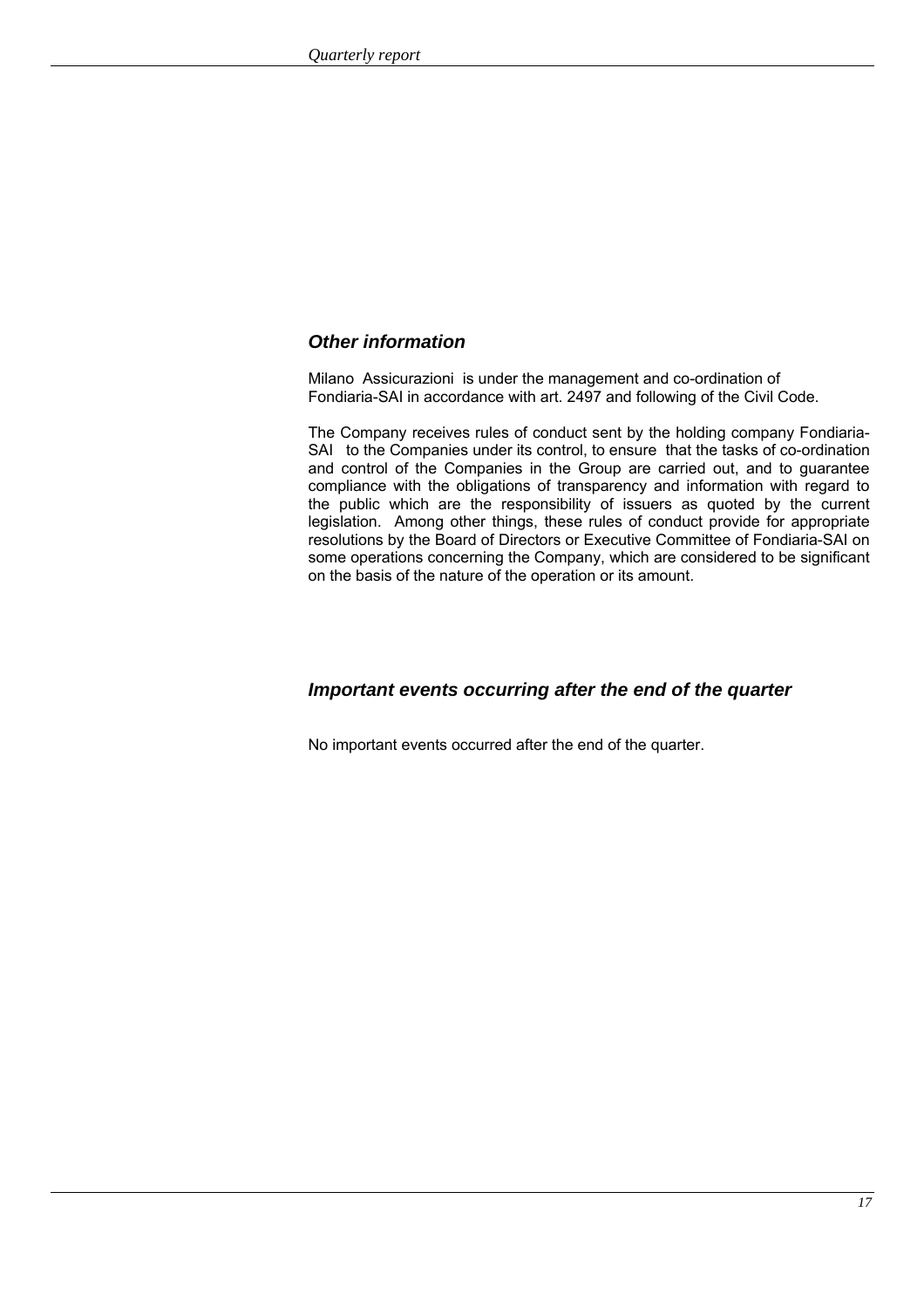## *Other information*

Milano Assicurazioni is under the management and co-ordination of Fondiaria-SAI in accordance with art. 2497 and following of the Civil Code.

The Company receives rules of conduct sent by the holding company Fondiaria-SAI to the Companies under its control, to ensure that the tasks of co-ordination and control of the Companies in the Group are carried out, and to guarantee compliance with the obligations of transparency and information with regard to the public which are the responsibility of issuers as quoted by the current legislation. Among other things, these rules of conduct provide for appropriate resolutions by the Board of Directors or Executive Committee of Fondiaria-SAI on some operations concerning the Company, which are considered to be significant on the basis of the nature of the operation or its amount.

## *Important events occurring after the end of the quarter*

No important events occurred after the end of the quarter.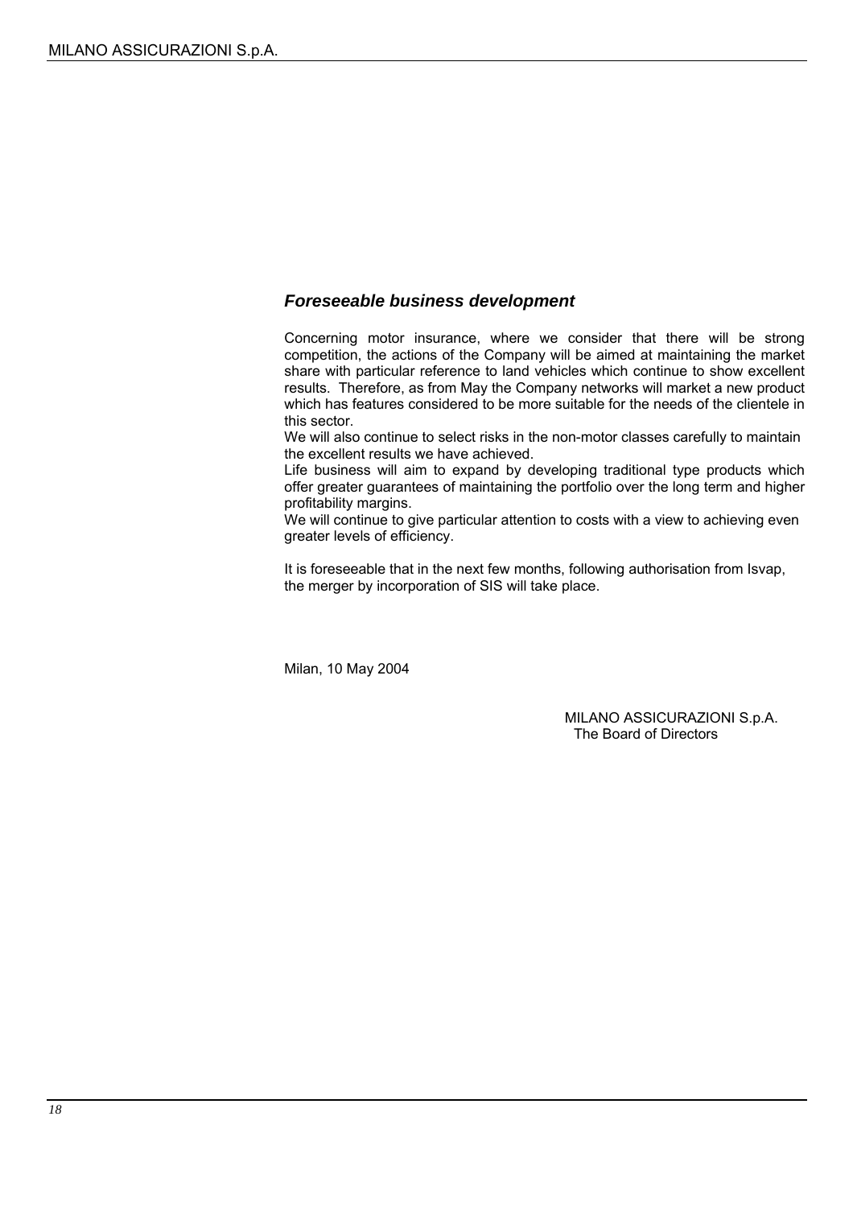### *Foreseeable business development*

Concerning motor insurance, where we consider that there will be strong competition, the actions of the Company will be aimed at maintaining the market share with particular reference to land vehicles which continue to show excellent results. Therefore, as from May the Company networks will market a new product which has features considered to be more suitable for the needs of the clientele in this sector.

We will also continue to select risks in the non-motor classes carefully to maintain the excellent results we have achieved.

Life business will aim to expand by developing traditional type products which offer greater guarantees of maintaining the portfolio over the long term and higher profitability margins.

We will continue to give particular attention to costs with a view to achieving even greater levels of efficiency.

It is foreseeable that in the next few months, following authorisation from Isvap, the merger by incorporation of SIS will take place.

Milan, 10 May 2004

MILANO ASSICURAZIONI S.p.A.
The Board of Directors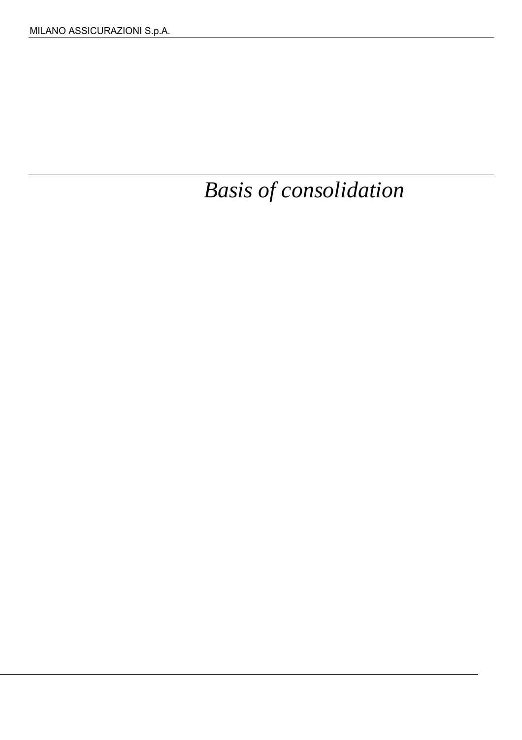# *Basis of consolidation*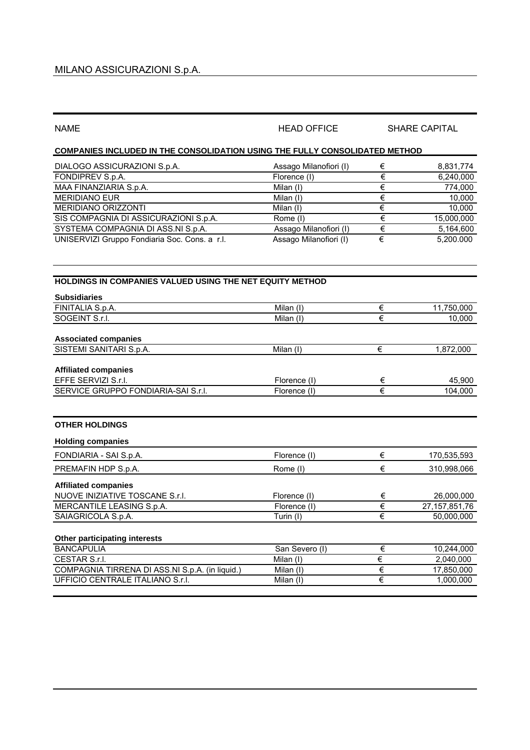# MILANO ASSICURAZIONI S.p.A.

| NAME | HEAD OFFICE | | SHARE CAPITAL |
|---|---|---|---|
| **COMPANIES INCLUDED IN THE CONSOLIDATION USING THE FULLY CONSOLIDATED METHOD** | | | |
| DIALOGO ASSICURAZIONI S.p.A. | Assago Milanofiori (I) | € | 8,831,774 |
| FONDIPREV S.p.A. | Florence (I) | € | 6,240,000 |
| MAA FINANZIARIA S.p.A. | Milan (I) | € | 774,000 |
| MERIDIANO EUR | Milan (I) | € | 10,000 |
| MERIDIANO ORIZZONTI | Milan (I) | € | 10,000 |
| SIS COMPAGNIA DI ASSICURAZIONI S.p.A. | Rome (I) | € | 15,000,000 |
| SYSTEMA COMPAGNIA DI ASS.NI S.p.A. | Assago Milanofiori (I) | € | 5,164,600 |
| UNISERVIZI Gruppo Fondiaria Soc. Cons. a r.l. | Assago Milanofiori (I) | € | 5,200.000 |
| **HOLDINGS IN COMPANIES VALUED USING THE NET EQUITY METHOD** | | | |
| **Subsidiaries** | | | |
| FINITALIA S.p.A. | Milan (I) | € | 11,750,000 |
| SOGEINT S.r.l. | Milan (I) | € | 10,000 |
| **Associated companies** | | | |
| SISTEMI SANITARI S.p.A. | Milan (I) | € | 1,872,000 |
| **Affiliated companies** | | | |
| EFFE SERVIZI S.r.l. | Florence (I) | € | 45,900 |
| SERVICE GRUPPO FONDIARIA-SAI S.r.l. | Florence (I) | € | 104,000 |
| **OTHER HOLDINGS** | | | |
| **Holding companies** | | | |
| FONDIARIA - SAI S.p.A. | Florence (I) | € | 170,535,593 |
| PREMAFIN HDP S.p.A. | Rome (I) | € | 310,998,066 |
| **Affiliated companies** | | | |
| NUOVE INIZIATIVE TOSCANE S.r.l. | Florence (I) | € | 26,000,000 |
| MERCANTILE LEASING S.p.A. | Florence (I) | € | 27,157,851,76 |
| SAIAGRICOLA S.p.A. | Turin (I) | € | 50,000,000 |
| **Other participating interests** | | | |
| BANCAPULIA | San Severo (I) | € | 10,244,000 |
| CESTAR S.r.l. | Milan (I) | € | 2,040,000 |
| COMPAGNIA TIRRENA DI ASS.NI S.p.A. (in liquid.) | Milan (I) | € | 17,850,000 |
| UFFICIO CENTRALE ITALIANO S.r.l. | Milan (I) | € | 1,000,000 |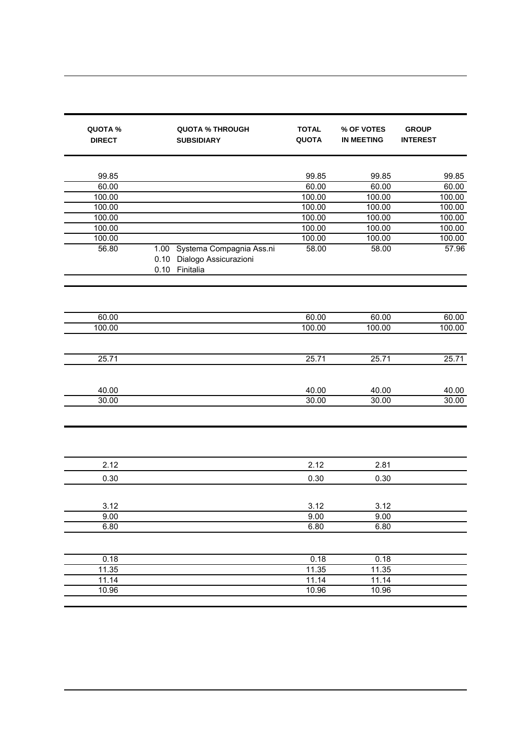| QUOTA % DIRECT | QUOTA % THROUGH SUBSIDIARY | TOTAL QUOTA | % OF VOTES IN MEETING | GROUP INTEREST |
|---|---|---|---|---|
| 99.85 | | 99.85 | 99.85 | 99.85 |
| 60.00 | | 60.00 | 60.00 | 60.00 |
| 100.00 | | 100.00 | 100.00 | 100.00 |
| 100.00 | | 100.00 | 100.00 | 100.00 |
| 100.00 | | 100.00 | 100.00 | 100.00 |
| 100.00 | | 100.00 | 100.00 | 100.00 |
| 100.00 | | 100.00 | 100.00 | 100.00 |
| 56.80 | 1.00 Systema Compagnia Ass.ni<br>0.10 Dialogo Assicurazioni<br>0.10 Finitalia | 58.00 | 58.00 | 57.96 |
| | | | | |
| 60.00 | | 60.00 | 60.00 | 60.00 |
| 100.00 | | 100.00 | 100.00 | 100.00 |
| | | | | |
| 25.71 | | 25.71 | 25.71 | 25.71 |
| | | | | |
| 40.00 | | 40.00 | 40.00 | 40.00 |
| 30.00 | | 30.00 | 30.00 | 30.00 |
| | | | | |
| 2.12 | | 2.12 | 2.81 | |
| 0.30 | | 0.30 | 0.30 | |
| | | | | |
| 3.12 | | 3.12 | 3.12 | |
| 9.00 | | 9.00 | 9.00 | |
| 6.80 | | 6.80 | 6.80 | |
| | | | | |
| 0.18 | | 0.18 | 0.18 | |
| 11.35 | | 11.35 | 11.35 | |
| 11.14 | | 11.14 | 11.14 | |
| 10.96 | | 10.96 | 10.96 | |